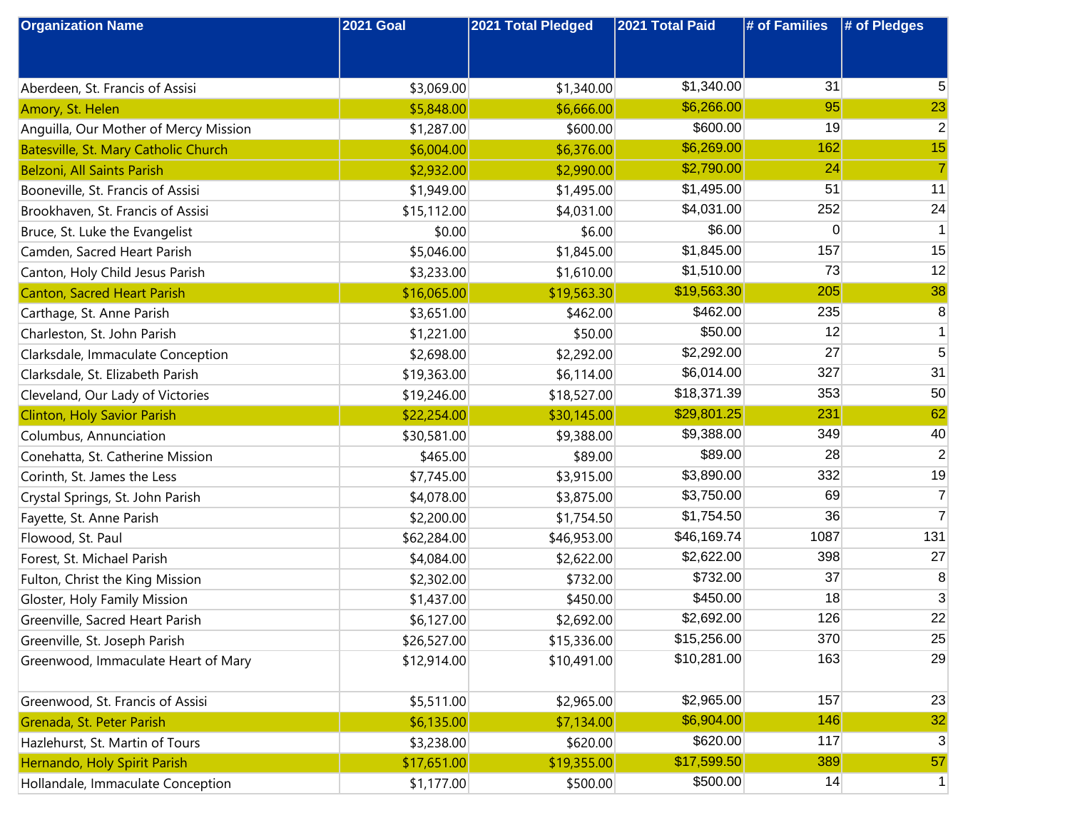| Organization Name | 2021 Goal | 2021 Total Pledged | 2021 Total Paid | # of Families | # of Pledges |
|---|---|---|---|---|---|
| Aberdeen, St. Francis of Assisi | $3,069.00 | $1,340.00 | $1,340.00 | 31 | 5 |
| Amory, St. Helen | $5,848.00 | $6,666.00 | $6,266.00 | 95 | 23 |
| Anguilla, Our Mother of Mercy Mission | $1,287.00 | $600.00 | $600.00 | 19 | 2 |
| Batesville, St. Mary Catholic Church | $6,004.00 | $6,376.00 | $6,269.00 | 162 | 15 |
| Belzoni, All Saints Parish | $2,932.00 | $2,990.00 | $2,790.00 | 24 | 7 |
| Booneville, St. Francis of Assisi | $1,949.00 | $1,495.00 | $1,495.00 | 51 | 11 |
| Brookhaven, St. Francis of Assisi | $15,112.00 | $4,031.00 | $4,031.00 | 252 | 24 |
| Bruce, St. Luke the Evangelist | $0.00 | $6.00 | $6.00 | 0 | 1 |
| Camden, Sacred Heart Parish | $5,046.00 | $1,845.00 | $1,845.00 | 157 | 15 |
| Canton, Holy Child Jesus Parish | $3,233.00 | $1,610.00 | $1,510.00 | 73 | 12 |
| Canton, Sacred Heart Parish | $16,065.00 | $19,563.30 | $19,563.30 | 205 | 38 |
| Carthage, St. Anne Parish | $3,651.00 | $462.00 | $462.00 | 235 | 8 |
| Charleston, St. John Parish | $1,221.00 | $50.00 | $50.00 | 12 | 1 |
| Clarksdale, Immaculate Conception | $2,698.00 | $2,292.00 | $2,292.00 | 27 | 5 |
| Clarksdale, St. Elizabeth Parish | $19,363.00 | $6,114.00 | $6,014.00 | 327 | 31 |
| Cleveland, Our Lady of Victories | $19,246.00 | $18,527.00 | $18,371.39 | 353 | 50 |
| Clinton, Holy Savior Parish | $22,254.00 | $30,145.00 | $29,801.25 | 231 | 62 |
| Columbus, Annunciation | $30,581.00 | $9,388.00 | $9,388.00 | 349 | 40 |
| Conehatta, St. Catherine Mission | $465.00 | $89.00 | $89.00 | 28 | 2 |
| Corinth, St. James the Less | $7,745.00 | $3,915.00 | $3,890.00 | 332 | 19 |
| Crystal Springs, St. John Parish | $4,078.00 | $3,875.00 | $3,750.00 | 69 | 7 |
| Fayette, St. Anne Parish | $2,200.00 | $1,754.50 | $1,754.50 | 36 | 7 |
| Flowood, St. Paul | $62,284.00 | $46,953.00 | $46,169.74 | 1087 | 131 |
| Forest, St. Michael Parish | $4,084.00 | $2,622.00 | $2,622.00 | 398 | 27 |
| Fulton, Christ the King Mission | $2,302.00 | $732.00 | $732.00 | 37 | 8 |
| Gloster, Holy Family Mission | $1,437.00 | $450.00 | $450.00 | 18 | 3 |
| Greenville, Sacred Heart Parish | $6,127.00 | $2,692.00 | $2,692.00 | 126 | 22 |
| Greenville, St. Joseph Parish | $26,527.00 | $15,336.00 | $15,256.00 | 370 | 25 |
| Greenwood, Immaculate Heart of Mary | $12,914.00 | $10,491.00 | $10,281.00 | 163 | 29 |
| Greenwood, St. Francis of Assisi | $5,511.00 | $2,965.00 | $2,965.00 | 157 | 23 |
| Grenada, St. Peter Parish | $6,135.00 | $7,134.00 | $6,904.00 | 146 | 32 |
| Hazlehurst, St. Martin of Tours | $3,238.00 | $620.00 | $620.00 | 117 | 3 |
| Hernando, Holy Spirit Parish | $17,651.00 | $19,355.00 | $17,599.50 | 389 | 57 |
| Hollandale, Immaculate Conception | $1,177.00 | $500.00 | $500.00 | 14 | 1 |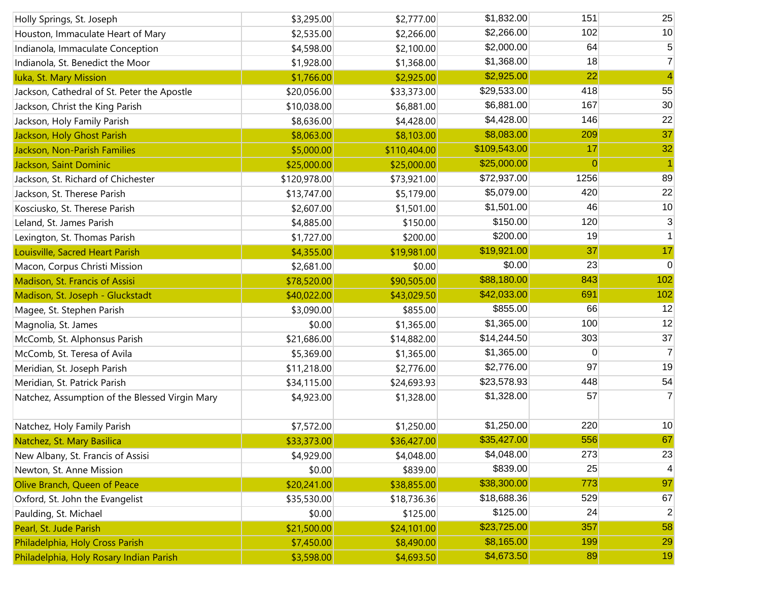| | | | | | |
|---|---|---|---|---|---|
| Holly Springs, St. Joseph | $3,295.00 | $2,777.00 | $1,832.00 | 151 | 25 |
| Houston, Immaculate Heart of Mary | $2,535.00 | $2,266.00 | $2,266.00 | 102 | 10 |
| Indianola, Immaculate Conception | $4,598.00 | $2,100.00 | $2,000.00 | 64 | 5 |
| Indianola, St. Benedict the Moor | $1,928.00 | $1,368.00 | $1,368.00 | 18 | 7 |
| Iuka, St. Mary Mission | $1,766.00 | $2,925.00 | $2,925.00 | 22 | 4 |
| Jackson, Cathedral of St. Peter the Apostle | $20,056.00 | $33,373.00 | $29,533.00 | 418 | 55 |
| Jackson, Christ the King Parish | $10,038.00 | $6,881.00 | $6,881.00 | 167 | 30 |
| Jackson, Holy Family Parish | $8,636.00 | $4,428.00 | $4,428.00 | 146 | 22 |
| Jackson, Holy Ghost Parish | $8,063.00 | $8,103.00 | $8,083.00 | 209 | 37 |
| Jackson, Non-Parish Families | $5,000.00 | $110,404.00 | $109,543.00 | 17 | 32 |
| Jackson, Saint Dominic | $25,000.00 | $25,000.00 | $25,000.00 | 0 | 1 |
| Jackson, St. Richard of Chichester | $120,978.00 | $73,921.00 | $72,937.00 | 1256 | 89 |
| Jackson, St. Therese Parish | $13,747.00 | $5,179.00 | $5,079.00 | 420 | 22 |
| Kosciusko, St. Therese Parish | $2,607.00 | $1,501.00 | $1,501.00 | 46 | 10 |
| Leland, St. James Parish | $4,885.00 | $150.00 | $150.00 | 120 | 3 |
| Lexington, St. Thomas Parish | $1,727.00 | $200.00 | $200.00 | 19 | 1 |
| Louisville, Sacred Heart Parish | $4,355.00 | $19,981.00 | $19,921.00 | 37 | 17 |
| Macon, Corpus Christi Mission | $2,681.00 | $0.00 | $0.00 | 23 | 0 |
| Madison, St. Francis of Assisi | $78,520.00 | $90,505.00 | $88,180.00 | 843 | 102 |
| Madison, St. Joseph - Gluckstadt | $40,022.00 | $43,029.50 | $42,033.00 | 691 | 102 |
| Magee, St. Stephen Parish | $3,090.00 | $855.00 | $855.00 | 66 | 12 |
| Magnolia, St. James | $0.00 | $1,365.00 | $1,365.00 | 100 | 12 |
| McComb, St. Alphonsus Parish | $21,686.00 | $14,882.00 | $14,244.50 | 303 | 37 |
| McComb, St. Teresa of Avila | $5,369.00 | $1,365.00 | $1,365.00 | 0 | 7 |
| Meridian, St. Joseph Parish | $11,218.00 | $2,776.00 | $2,776.00 | 97 | 19 |
| Meridian, St. Patrick Parish | $34,115.00 | $24,693.93 | $23,578.93 | 448 | 54 |
| Natchez, Assumption of the Blessed Virgin Mary | $4,923.00 | $1,328.00 | $1,328.00 | 57 | 7 |
| Natchez, Holy Family Parish | $7,572.00 | $1,250.00 | $1,250.00 | 220 | 10 |
| Natchez, St. Mary Basilica | $33,373.00 | $36,427.00 | $35,427.00 | 556 | 67 |
| New Albany, St. Francis of Assisi | $4,929.00 | $4,048.00 | $4,048.00 | 273 | 23 |
| Newton, St. Anne Mission | $0.00 | $839.00 | $839.00 | 25 | 4 |
| Olive Branch, Queen of Peace | $20,241.00 | $38,855.00 | $38,300.00 | 773 | 97 |
| Oxford, St. John the Evangelist | $35,530.00 | $18,736.36 | $18,688.36 | 529 | 67 |
| Paulding, St. Michael | $0.00 | $125.00 | $125.00 | 24 | 2 |
| Pearl, St. Jude Parish | $21,500.00 | $24,101.00 | $23,725.00 | 357 | 58 |
| Philadelphia, Holy Cross Parish | $7,450.00 | $8,490.00 | $8,165.00 | 199 | 29 |
| Philadelphia, Holy Rosary Indian Parish | $3,598.00 | $4,693.50 | $4,673.50 | 89 | 19 |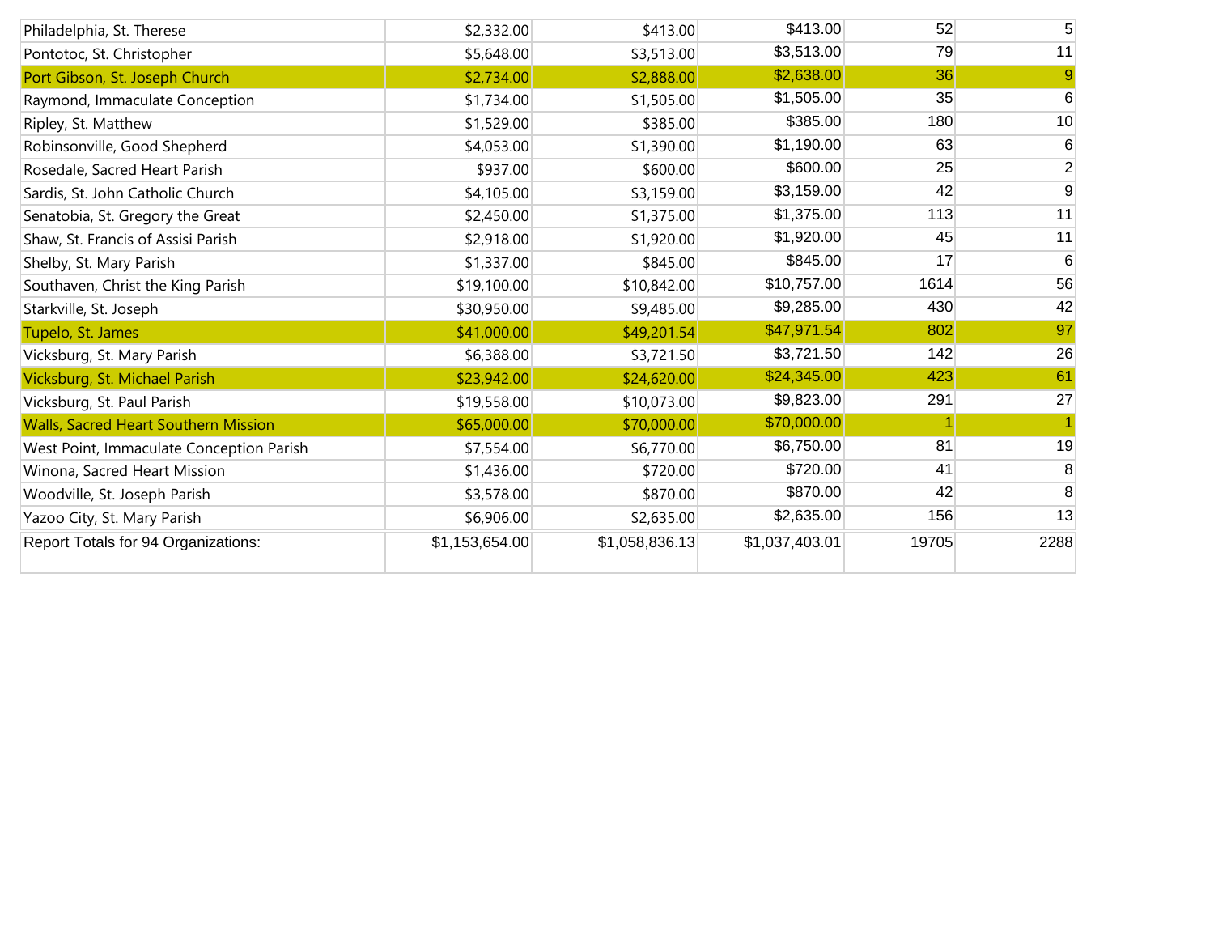| | | | | | |
|---|---|---|---|---|---|
| Philadelphia, St. Therese | $2,332.00 | $413.00 | $413.00 | 52 | 5 |
| Pontotoc, St. Christopher | $5,648.00 | $3,513.00 | $3,513.00 | 79 | 11 |
| Port Gibson, St. Joseph Church | $2,734.00 | $2,888.00 | $2,638.00 | 36 | 9 |
| Raymond, Immaculate Conception | $1,734.00 | $1,505.00 | $1,505.00 | 35 | 6 |
| Ripley, St. Matthew | $1,529.00 | $385.00 | $385.00 | 180 | 10 |
| Robinsonville, Good Shepherd | $4,053.00 | $1,390.00 | $1,190.00 | 63 | 6 |
| Rosedale, Sacred Heart Parish | $937.00 | $600.00 | $600.00 | 25 | 2 |
| Sardis, St. John Catholic Church | $4,105.00 | $3,159.00 | $3,159.00 | 42 | 9 |
| Senatobia, St. Gregory the Great | $2,450.00 | $1,375.00 | $1,375.00 | 113 | 11 |
| Shaw, St. Francis of Assisi Parish | $2,918.00 | $1,920.00 | $1,920.00 | 45 | 11 |
| Shelby, St. Mary Parish | $1,337.00 | $845.00 | $845.00 | 17 | 6 |
| Southaven, Christ the King Parish | $19,100.00 | $10,842.00 | $10,757.00 | 1614 | 56 |
| Starkville, St. Joseph | $30,950.00 | $9,485.00 | $9,285.00 | 430 | 42 |
| Tupelo, St. James | $41,000.00 | $49,201.54 | $47,971.54 | 802 | 97 |
| Vicksburg, St. Mary Parish | $6,388.00 | $3,721.50 | $3,721.50 | 142 | 26 |
| Vicksburg, St. Michael Parish | $23,942.00 | $24,620.00 | $24,345.00 | 423 | 61 |
| Vicksburg, St. Paul Parish | $19,558.00 | $10,073.00 | $9,823.00 | 291 | 27 |
| Walls, Sacred Heart Southern Mission | $65,000.00 | $70,000.00 | $70,000.00 | 1 | 1 |
| West Point, Immaculate Conception Parish | $7,554.00 | $6,770.00 | $6,750.00 | 81 | 19 |
| Winona, Sacred Heart Mission | $1,436.00 | $720.00 | $720.00 | 41 | 8 |
| Woodville, St. Joseph Parish | $3,578.00 | $870.00 | $870.00 | 42 | 8 |
| Yazoo City, St. Mary Parish | $6,906.00 | $2,635.00 | $2,635.00 | 156 | 13 |
| Report Totals for 94 Organizations: | $1,153,654.00 | $1,058,836.13 | $1,037,403.01 | 19705 | 2288 |